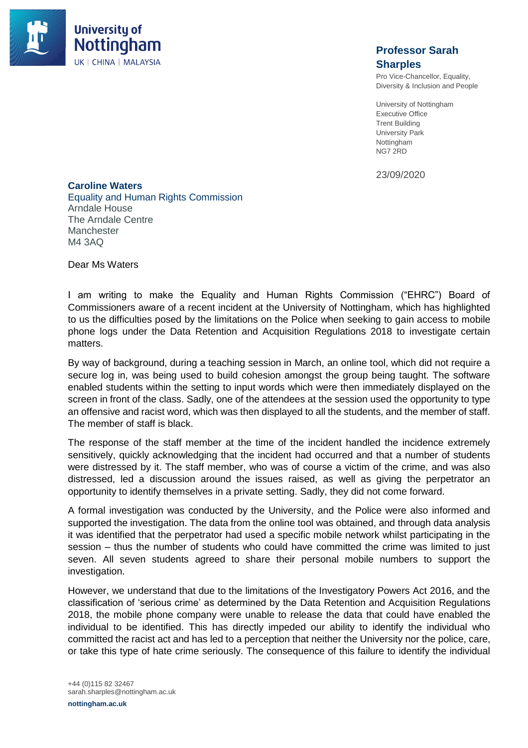University of Nottingham
UK | CHINA | MALAYSIA

**Professor Sarah Sharples**
Pro Vice-Chancellor, Equality, Diversity & Inclusion and People

University of Nottingham
Executive Office
Trent Building
University Park
Nottingham
NG7 2RD

23/09/2020

**Caroline Waters**
Equality and Human Rights Commission
Arndale House
The Arndale Centre
Manchester
M4 3AQ

Dear Ms Waters

I am writing to make the Equality and Human Rights Commission ("EHRC") Board of Commissioners aware of a recent incident at the University of Nottingham, which has highlighted to us the difficulties posed by the limitations on the Police when seeking to gain access to mobile phone logs under the Data Retention and Acquisition Regulations 2018 to investigate certain matters.

By way of background, during a teaching session in March, an online tool, which did not require a secure log in, was being used to build cohesion amongst the group being taught. The software enabled students within the setting to input words which were then immediately displayed on the screen in front of the class. Sadly, one of the attendees at the session used the opportunity to type an offensive and racist word, which was then displayed to all the students, and the member of staff. The member of staff is black.

The response of the staff member at the time of the incident handled the incidence extremely sensitively, quickly acknowledging that the incident had occurred and that a number of students were distressed by it. The staff member, who was of course a victim of the crime, and was also distressed, led a discussion around the issues raised, as well as giving the perpetrator an opportunity to identify themselves in a private setting. Sadly, they did not come forward.

A formal investigation was conducted by the University, and the Police were also informed and supported the investigation. The data from the online tool was obtained, and through data analysis it was identified that the perpetrator had used a specific mobile network whilst participating in the session – thus the number of students who could have committed the crime was limited to just seven. All seven students agreed to share their personal mobile numbers to support the investigation.

However, we understand that due to the limitations of the Investigatory Powers Act 2016, and the classification of 'serious crime' as determined by the Data Retention and Acquisition Regulations 2018, the mobile phone company were unable to release the data that could have enabled the individual to be identified. This has directly impeded our ability to identify the individual who committed the racist act and has led to a perception that neither the University nor the police, care, or take this type of hate crime seriously. The consequence of this failure to identify the individual

+44 (0)115 82 32467
sarah.sharples@nottingham.ac.uk

**nottingham.ac.uk**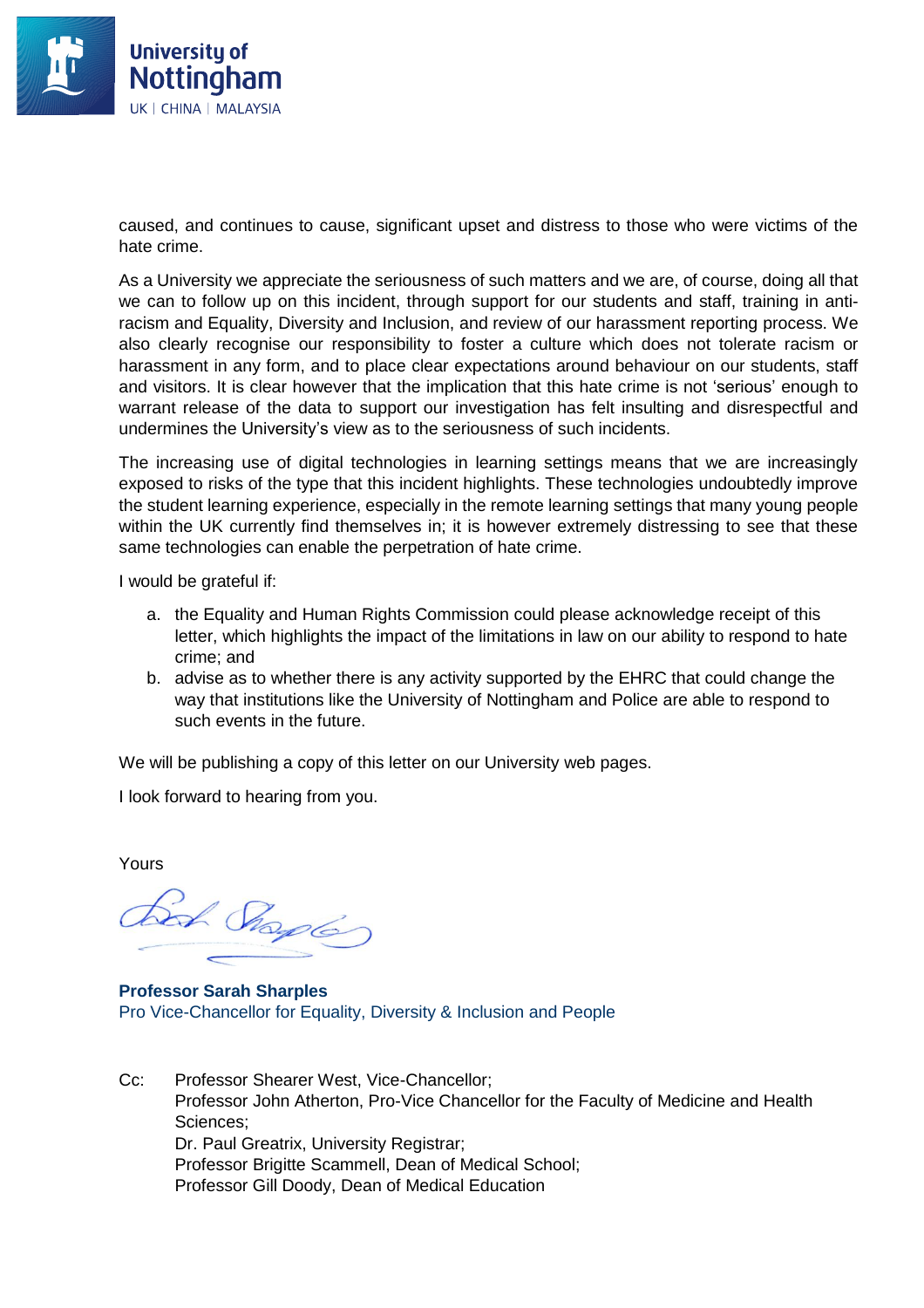caused, and continues to cause, significant upset and distress to those who were victims of the hate crime.

As a University we appreciate the seriousness of such matters and we are, of course, doing all that we can to follow up on this incident, through support for our students and staff, training in anti-racism and Equality, Diversity and Inclusion, and review of our harassment reporting process. We also clearly recognise our responsibility to foster a culture which does not tolerate racism or harassment in any form, and to place clear expectations around behaviour on our students, staff and visitors. It is clear however that the implication that this hate crime is not 'serious' enough to warrant release of the data to support our investigation has felt insulting and disrespectful and undermines the University's view as to the seriousness of such incidents.

The increasing use of digital technologies in learning settings means that we are increasingly exposed to risks of the type that this incident highlights. These technologies undoubtedly improve the student learning experience, especially in the remote learning settings that many young people within the UK currently find themselves in; it is however extremely distressing to see that these same technologies can enable the perpetration of hate crime.

I would be grateful if:

a. the Equality and Human Rights Commission could please acknowledge receipt of this letter, which highlights the impact of the limitations in law on our ability to respond to hate crime; and
b. advise as to whether there is any activity supported by the EHRC that could change the way that institutions like the University of Nottingham and Police are able to respond to such events in the future.

We will be publishing a copy of this letter on our University web pages.

I look forward to hearing from you.

Yours

**Professor Sarah Sharples**
Pro Vice-Chancellor for Equality, Diversity & Inclusion and People

Cc: Professor Shearer West, Vice-Chancellor;
Professor John Atherton, Pro-Vice Chancellor for the Faculty of Medicine and Health Sciences;
Dr. Paul Greatrix, University Registrar;
Professor Brigitte Scammell, Dean of Medical School;
Professor Gill Doody, Dean of Medical Education